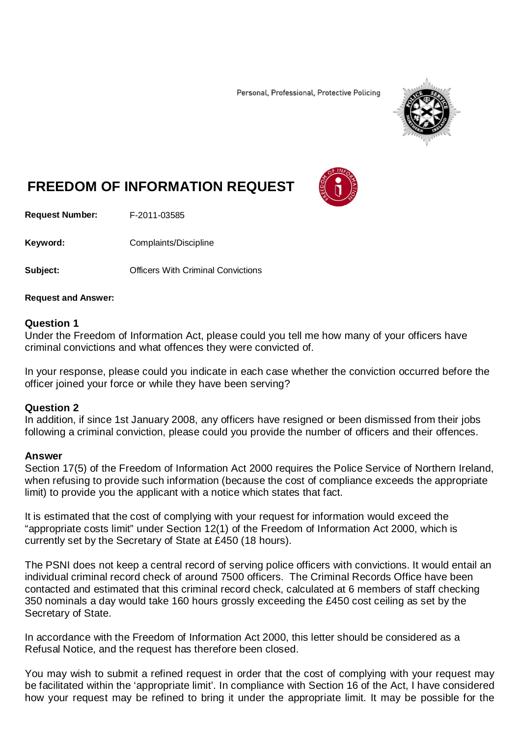Personal, Professional, Protective Policing

# FREEDOM OF INFORMATION REQUEST

**Request Number:** F-2011-03585

**Keyword:** Complaints/Discipline

**Subject:** Officers With Criminal Convictions

**Request and Answer:**

**Question 1**
Under the Freedom of Information Act, please could you tell me how many of your officers have criminal convictions and what offences they were convicted of.

In your response, please could you indicate in each case whether the conviction occurred before the officer joined your force or while they have been serving?

**Question 2**
In addition, if since 1st January 2008, any officers have resigned or been dismissed from their jobs following a criminal conviction, please could you provide the number of officers and their offences.

**Answer**
Section 17(5) of the Freedom of Information Act 2000 requires the Police Service of Northern Ireland, when refusing to provide such information (because the cost of compliance exceeds the appropriate limit) to provide you the applicant with a notice which states that fact.

It is estimated that the cost of complying with your request for information would exceed the "appropriate costs limit" under Section 12(1) of the Freedom of Information Act 2000, which is currently set by the Secretary of State at £450 (18 hours).

The PSNI does not keep a central record of serving police officers with convictions. It would entail an individual criminal record check of around 7500 officers. The Criminal Records Office have been contacted and estimated that this criminal record check, calculated at 6 members of staff checking 350 nominals a day would take 160 hours grossly exceeding the £450 cost ceiling as set by the Secretary of State.

In accordance with the Freedom of Information Act 2000, this letter should be considered as a Refusal Notice, and the request has therefore been closed.

You may wish to submit a refined request in order that the cost of complying with your request may be facilitated within the 'appropriate limit'. In compliance with Section 16 of the Act, I have considered how your request may be refined to bring it under the appropriate limit. It may be possible for the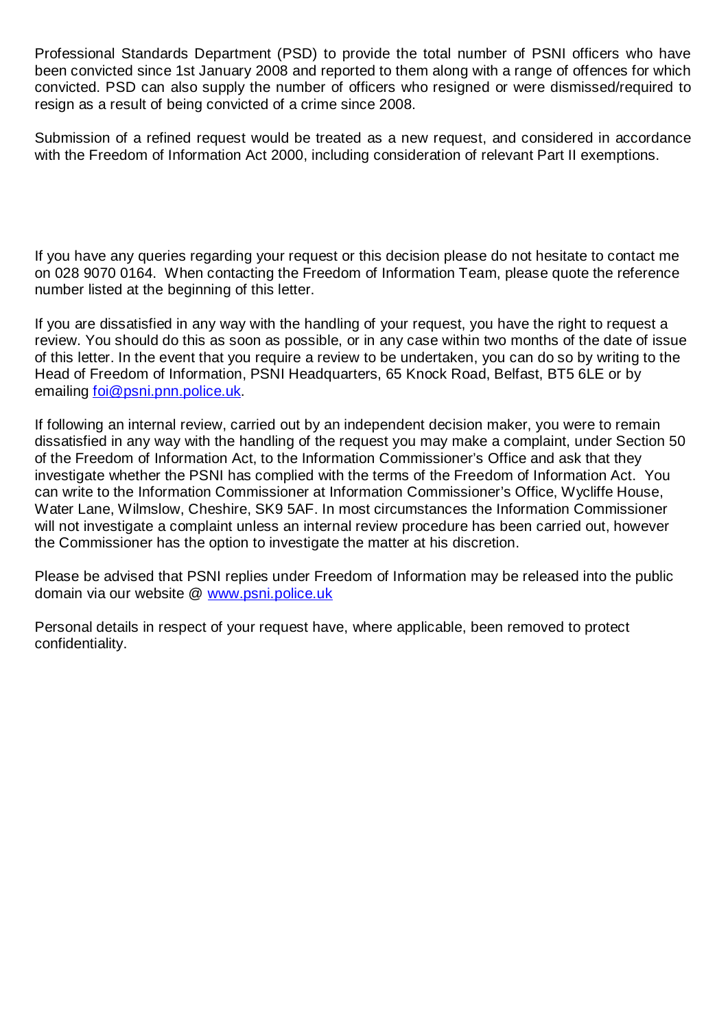Professional Standards Department (PSD) to provide the total number of PSNI officers who have been convicted since 1st January 2008 and reported to them along with a range of offences for which convicted. PSD can also supply the number of officers who resigned or were dismissed/required to resign as a result of being convicted of a crime since 2008.

Submission of a refined request would be treated as a new request, and considered in accordance with the Freedom of Information Act 2000, including consideration of relevant Part II exemptions.

If you have any queries regarding your request or this decision please do not hesitate to contact me on 028 9070 0164. When contacting the Freedom of Information Team, please quote the reference number listed at the beginning of this letter.

If you are dissatisfied in any way with the handling of your request, you have the right to request a review. You should do this as soon as possible, or in any case within two months of the date of issue of this letter. In the event that you require a review to be undertaken, you can do so by writing to the Head of Freedom of Information, PSNI Headquarters, 65 Knock Road, Belfast, BT5 6LE or by emailing [foi@psni.pnn.police.uk](mailto:foi@psni.pnn.police.uk).

If following an internal review, carried out by an independent decision maker, you were to remain dissatisfied in any way with the handling of the request you may make a complaint, under Section 50 of the Freedom of Information Act, to the Information Commissioner's Office and ask that they investigate whether the PSNI has complied with the terms of the Freedom of Information Act. You can write to the Information Commissioner at Information Commissioner's Office, Wycliffe House, Water Lane, Wilmslow, Cheshire, SK9 5AF. In most circumstances the Information Commissioner will not investigate a complaint unless an internal review procedure has been carried out, however the Commissioner has the option to investigate the matter at his discretion.

Please be advised that PSNI replies under Freedom of Information may be released into the public domain via our website @ [www.psni.police.uk](http://www.psni.police.uk)

Personal details in respect of your request have, where applicable, been removed to protect confidentiality.